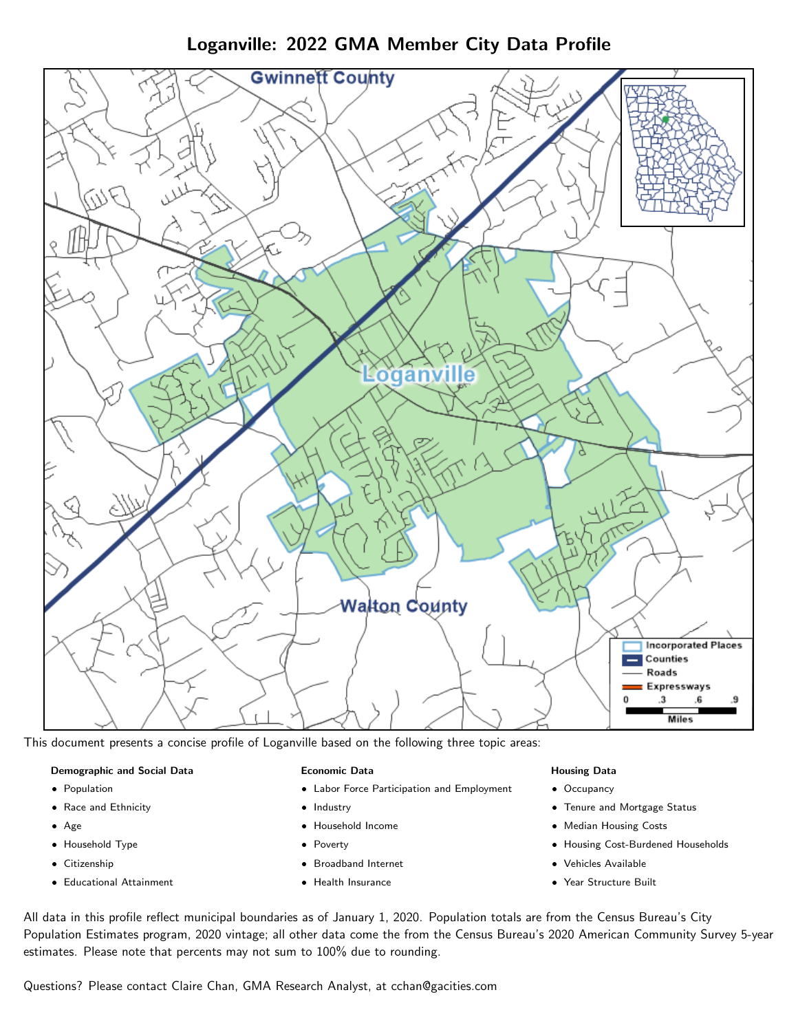# Loganville: 2022 GMA Member City Data Profile

This document presents a concise profile of Loganville based on the following three topic areas:

**Demographic and Social Data**

- Population
- Race and Ethnicity
- Age
- Household Type
- Citizenship
- Educational Attainment

**Economic Data**

- Labor Force Participation and Employment
- Industry
- Household Income
- Poverty
- Broadband Internet
- Health Insurance

**Housing Data**

- Occupancy
- Tenure and Mortgage Status
- Median Housing Costs
- Housing Cost-Burdened Households
- Vehicles Available
- Year Structure Built

All data in this profile reflect municipal boundaries as of January 1, 2020. Population totals are from the Census Bureau's City Population Estimates program, 2020 vintage; all other data come the from the Census Bureau's 2020 American Community Survey 5-year estimates. Please note that percents may not sum to 100% due to rounding.

Questions? Please contact Claire Chan, GMA Research Analyst, at cchan@gacities.com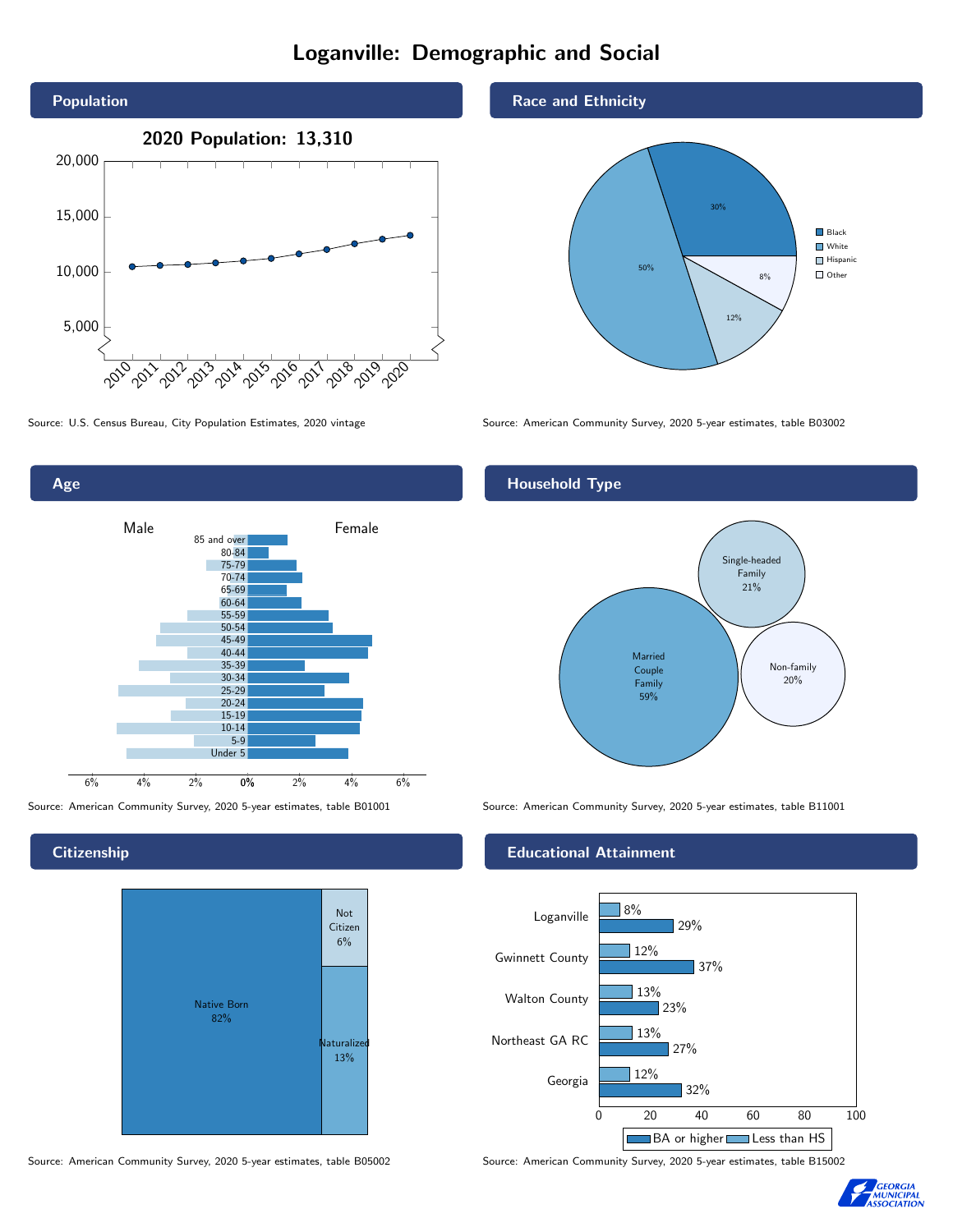# Loganville: Demographic and Social

## Population

2020 Population: 13,310

Source: U.S. Census Bureau, City Population Estimates, 2020 vintage

## Race and Ethnicity

| Race/Ethnicity | Percent |
|---|---|
| Black | 30% |
| White | 50% |
| Hispanic | 12% |
| Other | 8% |

Source: American Community Survey, 2020 5-year estimates, table B03002

## Age

Source: American Community Survey, 2020 5-year estimates, table B01001

## Household Type

| Household Type | Percent |
|---|---|
| Married Couple Family | 59% |
| Single-headed Family | 21% |
| Non-family | 20% |

Source: American Community Survey, 2020 5-year estimates, table B11001

## Citizenship

| Citizenship | Percent |
|---|---|
| Native Born | 82% |
| Naturalized | 13% |
| Not Citizen | 6% |

Source: American Community Survey, 2020 5-year estimates, table B05002

## Educational Attainment

| Area | Less than HS | BA or higher |
|---|---|---|
| Loganville | 8% | 29% |
| Gwinnett County | 12% | 37% |
| Walton County | 13% | 23% |
| Northeast GA RC | 13% | 27% |
| Georgia | 12% | 32% |

Source: American Community Survey, 2020 5-year estimates, table B15002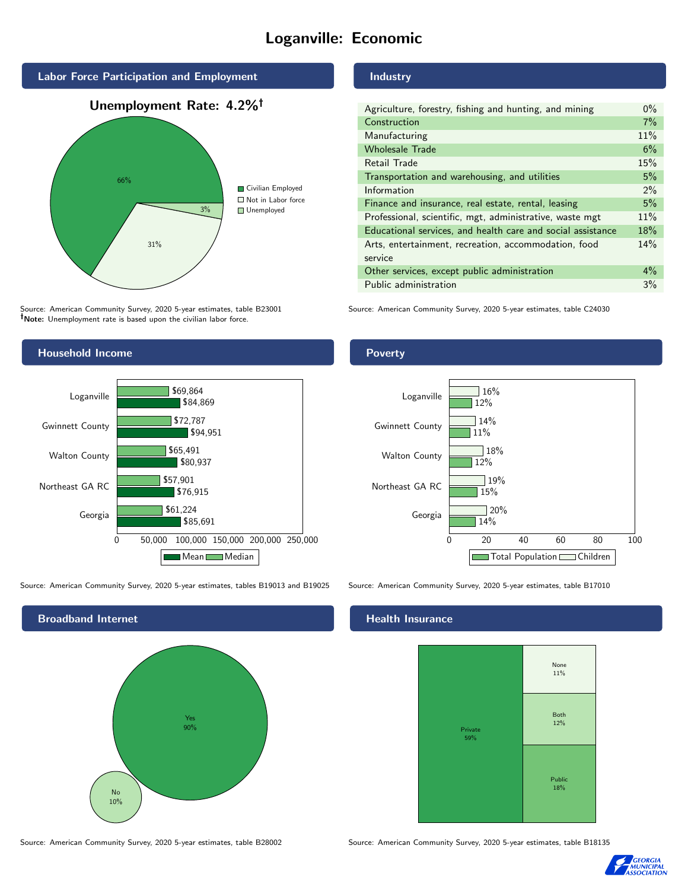# Loganville: Economic

## Labor Force Participation and Employment

**Unemployment Rate: 4.2%†**

| Category | Percent |
|---|---|
| Civilian Employed | 66% |
| Not in Labor force | 31% |
| Unemployed | 3% |

Source: American Community Survey, 2020 5-year estimates, table B23001
**†Note:** Unemployment rate is based upon the civilian labor force.

## Industry

| Industry | Percent |
|---|---|
| Agriculture, forestry, fishing and hunting, and mining | 0% |
| Construction | 7% |
| Manufacturing | 11% |
| Wholesale Trade | 6% |
| Retail Trade | 15% |
| Transportation and warehousing, and utilities | 5% |
| Information | 2% |
| Finance and insurance, real estate, rental, leasing | 5% |
| Professional, scientific, mgt, administrative, waste mgt | 11% |
| Educational services, and health care and social assistance | 18% |
| Arts, entertainment, recreation, accommodation, food service | 14% |
| Other services, except public administration | 4% |
| Public administration | 3% |

Source: American Community Survey, 2020 5-year estimates, table C24030

## Household Income

| Area | Median | Mean |
|---|---|---|
| Loganville | $69,864 | $84,869 |
| Gwinnett County | $72,787 | $94,951 |
| Walton County | $65,491 | $80,937 |
| Northeast GA RC | $57,901 | $76,915 |
| Georgia | $61,224 | $85,691 |

Source: American Community Survey, 2020 5-year estimates, tables B19013 and B19025

## Poverty

| Area | Children | Total Population |
|---|---|---|
| Loganville | 16% | 12% |
| Gwinnett County | 14% | 11% |
| Walton County | 18% | 12% |
| Northeast GA RC | 19% | 15% |
| Georgia | 20% | 14% |

Source: American Community Survey, 2020 5-year estimates, table B17010

## Broadband Internet

| Response | Percent |
|---|---|
| Yes | 90% |
| No | 10% |

Source: American Community Survey, 2020 5-year estimates, table B28002

## Health Insurance

| Type | Percent |
|---|---|
| Private | 59% |
| None | 11% |
| Both | 12% |
| Public | 18% |

Source: American Community Survey, 2020 5-year estimates, table B18135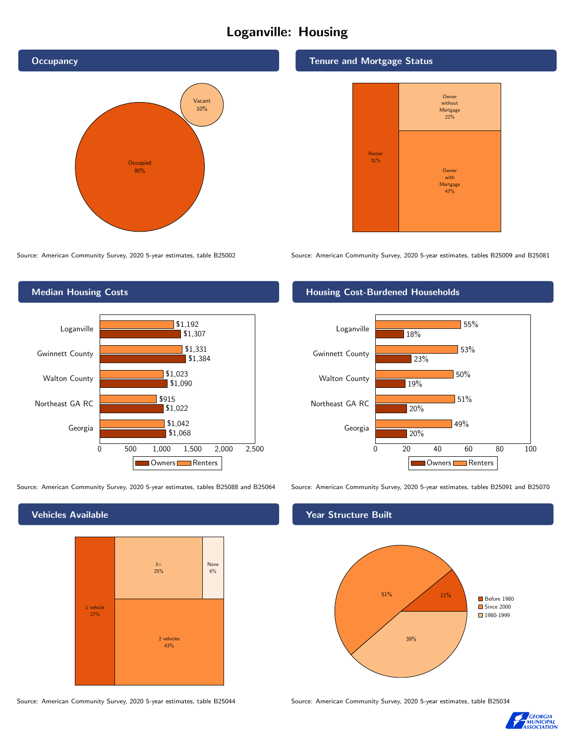# Loganville: Housing

## Occupancy

Vacant
10%

Occupied
90%

Source: American Community Survey, 2020 5-year estimates, table B25002

## Tenure and Mortgage Status

Renter
31%

Owner without Mortgage
22%

Owner with Mortgage
47%

Source: American Community Survey, 2020 5-year estimates, tables B25009 and B25081

## Median Housing Costs

Loganville
$1,192
$1,307

Gwinnett County
$1,331
$1,384

Walton County
$1,023
$1,090

Northeast GA RC
$915
$1,022

Georgia
$1,042
$1,068

0 500 1,000 1,500 2,000 2,500

Owners Renters

Source: American Community Survey, 2020 5-year estimates, tables B25088 and B25064

## Housing Cost-Burdened Households

Loganville
55%
18%

Gwinnett County
53%
23%

Walton County
50%
19%

Northeast GA RC
51%
20%

Georgia
49%
20%

0 20 40 60 80 100

Owners Renters

Source: American Community Survey, 2020 5-year estimates, tables B25091 and B25070

## Vehicles Available

1 vehicle
27%

3+
25%

None
6%

2 vehicles
43%

Source: American Community Survey, 2020 5-year estimates, table B25044

## Year Structure Built

51%

11%

39%

Before 1980
Since 2000
1980-1999

Source: American Community Survey, 2020 5-year estimates, table B25034